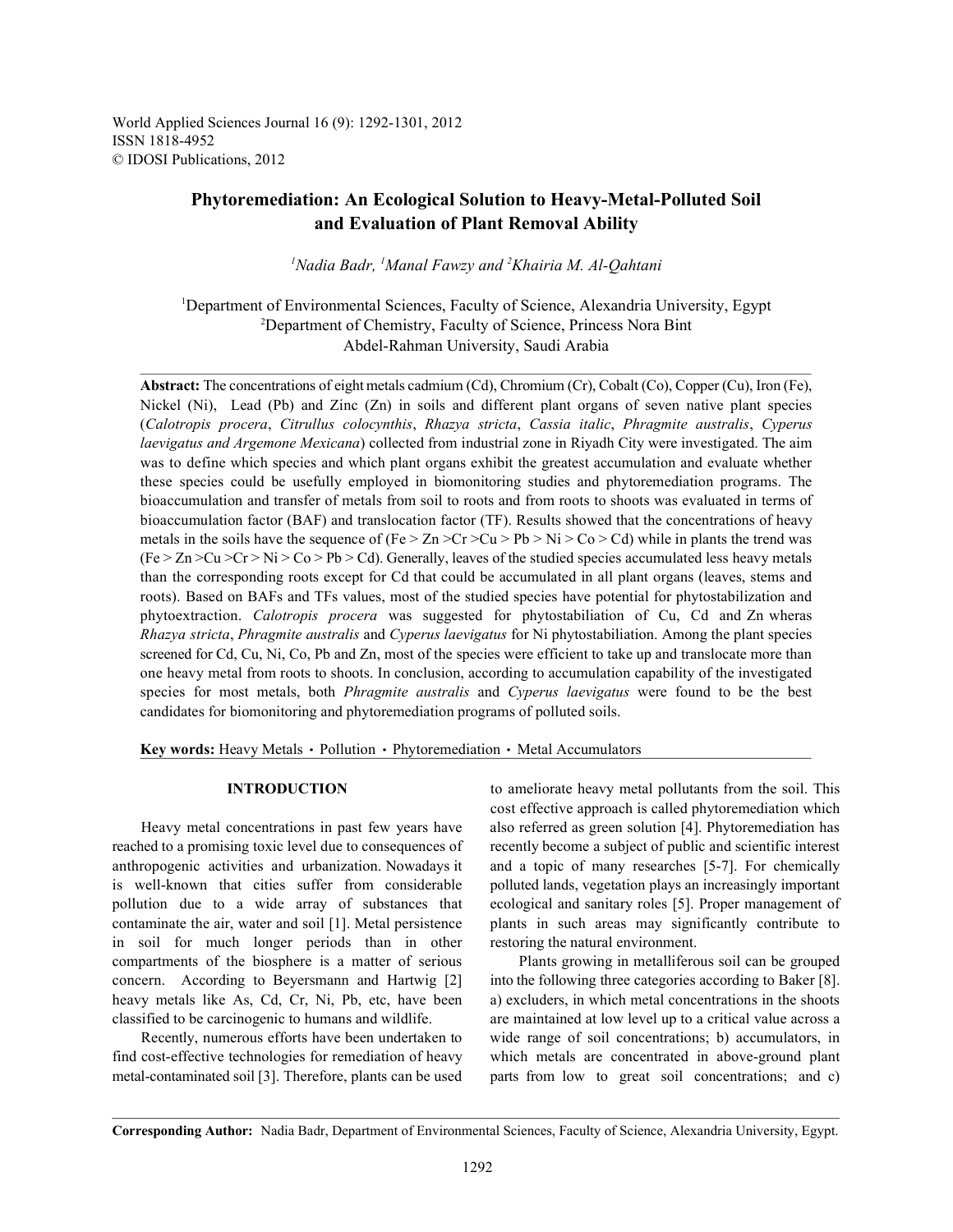# Phytoremediation: An Ecological Solution to Heavy-Metal-Polluted Soil and Evaluation of Plant Removal Ability

*Nadia Badr*[1], *Manal Fawzy*[1] and *Khairia M. Al-Qahtani*[2]

[1]Department of Environmental Sciences, Faculty of Science, Alexandria University, Egypt
[2]Department of Chemistry, Faculty of Science, Princess Nora Bint Abdel-Rahman University, Saudi Arabia

**Abstract:** The concentrations of eight metals cadmium (Cd), Chromium (Cr), Cobalt (Co), Copper (Cu), Iron (Fe), Nickel (Ni), Lead (Pb) and Zinc (Zn) in soils and different plant organs of seven native plant species (*Calotropis procera*, *Citrullus colocynthis*, *Rhazya stricta*, *Cassia italic*, *Phragmite australis*, *Cyperus laevigatus and Argemone Mexicana*) collected from industrial zone in Riyadh City were investigated. The aim was to define which species and which plant organs exhibit the greatest accumulation and evaluate whether these species could be usefully employed in biomonitoring studies and phytoremediation programs. The bioaccumulation and transfer of metals from soil to roots and from roots to shoots was evaluated in terms of bioaccumulation factor (BAF) and translocation factor (TF). Results showed that the concentrations of heavy metals in the soils have the sequence of (Fe > Zn >Cr >Cu > Pb > Ni > Co > Cd) while in plants the trend was (Fe > Zn >Cu >Cr > Ni > Co > Pb > Cd). Generally, leaves of the studied species accumulated less heavy metals than the corresponding roots except for Cd that could be accumulated in all plant organs (leaves, stems and roots). Based on BAFs and TFs values, most of the studied species have potential for phytostabilization and phytoextraction. *Calotropis procera* was suggested for phytostabiliation of Cu, Cd and Zn wheras *Rhazya stricta*, *Phragmite australis* and *Cyperus laevigatus* for Ni phytostabiliation. Among the plant species screened for Cd, Cu, Ni, Co, Pb and Zn, most of the species were efficient to take up and translocate more than one heavy metal from roots to shoots. In conclusion, according to accumulation capability of the investigated species for most metals, both *Phragmite australis* and *Cyperus laevigatus* were found to be the best candidates for biomonitoring and phytoremediation programs of polluted soils.

**Key words:** Heavy Metals · Pollution · Phytoremediation · Metal Accumulators

## INTRODUCTION

Heavy metal concentrations in past few years have reached to a promising toxic level due to consequences of anthropogenic activities and urbanization. Nowadays it is well-known that cities suffer from considerable pollution due to a wide array of substances that contaminate the air, water and soil [1]. Metal persistence in soil for much longer periods than in other compartments of the biosphere is a matter of serious concern. According to Beyersmann and Hartwig [2] heavy metals like As, Cd, Cr, Ni, Pb, etc, have been classified to be carcinogenic to humans and wildlife.

Recently, numerous efforts have been undertaken to find cost-effective technologies for remediation of heavy metal-contaminated soil [3]. Therefore, plants can be used to ameliorate heavy metal pollutants from the soil. This cost effective approach is called phytoremediation which also referred as green solution [4]. Phytoremediation has recently become a subject of public and scientific interest and a topic of many researches [5-7]. For chemically polluted lands, vegetation plays an increasingly important ecological and sanitary roles [5]. Proper management of plants in such areas may significantly contribute to restoring the natural environment.

Plants growing in metalliferous soil can be grouped into the following three categories according to Baker [8]. a) excluders, in which metal concentrations in the shoots are maintained at low level up to a critical value across a wide range of soil concentrations; b) accumulators, in which metals are concentrated in above-ground plant parts from low to great soil concentrations; and c)

**Corresponding Author:** Nadia Badr, Department of Environmental Sciences, Faculty of Science, Alexandria University, Egypt.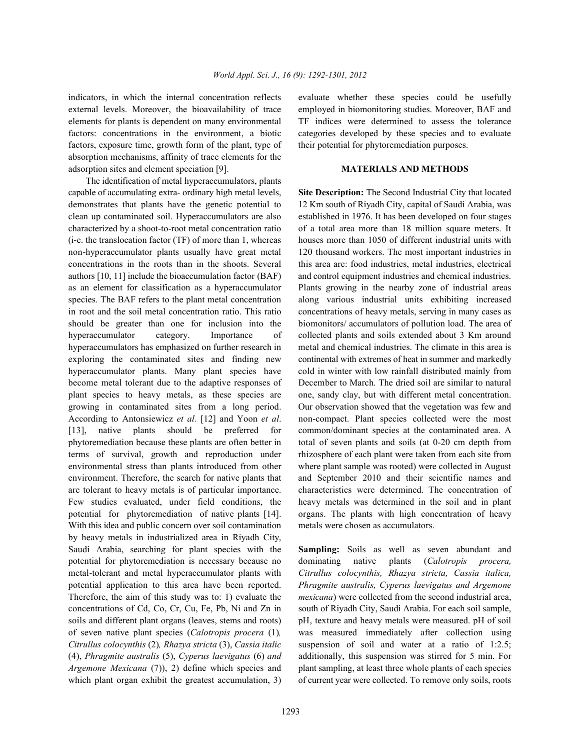indicators, in which the internal concentration reflects external levels. Moreover, the bioavailability of trace elements for plants is dependent on many environmental factors: concentrations in the environment, a biotic factors, exposure time, growth form of the plant, type of absorption mechanisms, affinity of trace elements for the adsorption sites and element speciation [9].

The identification of metal hyperaccumulators, plants capable of accumulating extra- ordinary high metal levels, demonstrates that plants have the genetic potential to clean up contaminated soil. Hyperaccumulators are also characterized by a shoot-to-root metal concentration ratio (i-e. the translocation factor (TF) of more than 1, whereas non-hyperaccumulator plants usually have great metal concentrations in the roots than in the shoots. Several authors [10, 11] include the bioaccumulation factor (BAF) as an element for classification as a hyperaccumulator species. The BAF refers to the plant metal concentration in root and the soil metal concentration ratio. This ratio should be greater than one for inclusion into the hyperaccumulator category. Importance of hyperaccumulators has emphasized on further research in exploring the contaminated sites and finding new hyperaccumulator plants. Many plant species have become metal tolerant due to the adaptive responses of plant species to heavy metals, as these species are growing in contaminated sites from a long period. According to Antonsiewicz *et al.* [12] and Yoon *et al*. [13], native plants should be preferred for phytoremediation because these plants are often better in terms of survival, growth and reproduction under environmental stress than plants introduced from other environment. Therefore, the search for native plants that are tolerant to heavy metals is of particular importance. Few studies evaluated, under field conditions, the potential for phytoremediation of native plants [14]. With this idea and public concern over soil contamination by heavy metals in industrialized area in Riyadh City, Saudi Arabia, searching for plant species with the potential for phytoremediation is necessary because no metal-tolerant and metal hyperaccumulator plants with potential application to this area have been reported. Therefore, the aim of this study was to: 1) evaluate the concentrations of Cd, Co, Cr, Cu, Fe, Pb, Ni and Zn in soils and different plant organs (leaves, stems and roots) of seven native plant species (*Calotropis procera* (1), *Citrullus colocynthis* (2), *Rhazya stricta* (3), *Cassia italic* (4), *Phragmite australis* (5), *Cyperus laevigatus* (6) *and Argemone Mexicana* (7)), 2) define which species and which plant organ exhibit the greatest accumulation, 3) evaluate whether these species could be usefully employed in biomonitoring studies. Moreover, BAF and TF indices were determined to assess the tolerance categories developed by these species and to evaluate their potential for phytoremediation purposes.

## MATERIALS AND METHODS

**Site Description:** The Second Industrial City that located 12 Km south of Riyadh City, capital of Saudi Arabia, was established in 1976. It has been developed on four stages of a total area more than 18 million square meters. It houses more than 1050 of different industrial units with 120 thousand workers. The most important industries in this area are: food industries, metal industries, electrical and control equipment industries and chemical industries. Plants growing in the nearby zone of industrial areas along various industrial units exhibiting increased concentrations of heavy metals, serving in many cases as biomonitors/ accumulators of pollution load. The area of collected plants and soils extended about 3 Km around metal and chemical industries. The climate in this area is continental with extremes of heat in summer and markedly cold in winter with low rainfall distributed mainly from December to March. The dried soil are similar to natural one, sandy clay, but with different metal concentration. Our observation showed that the vegetation was few and non-compact. Plant species collected were the most common/dominant species at the contaminated area. A total of seven plants and soils (at 0-20 cm depth from rhizosphere of each plant were taken from each site from where plant sample was rooted) were collected in August and September 2010 and their scientific names and characteristics were determined. The concentration of heavy metals was determined in the soil and in plant organs. The plants with high concentration of heavy metals were chosen as accumulators.

**Sampling:** Soils as well as seven abundant and dominating native plants (*Calotropis procera, Citrullus colocynthis, Rhazya stricta, Cassia italica, Phragmite australis, Cyperus laevigatus and Argemone mexicana*) were collected from the second industrial area, south of Riyadh City, Saudi Arabia. For each soil sample, pH, texture and heavy metals were measured. pH of soil was measured immediately after collection using suspension of soil and water at a ratio of 1:2.5; additionally, this suspension was stirred for 5 min. For plant sampling, at least three whole plants of each species of current year were collected. To remove only soils, roots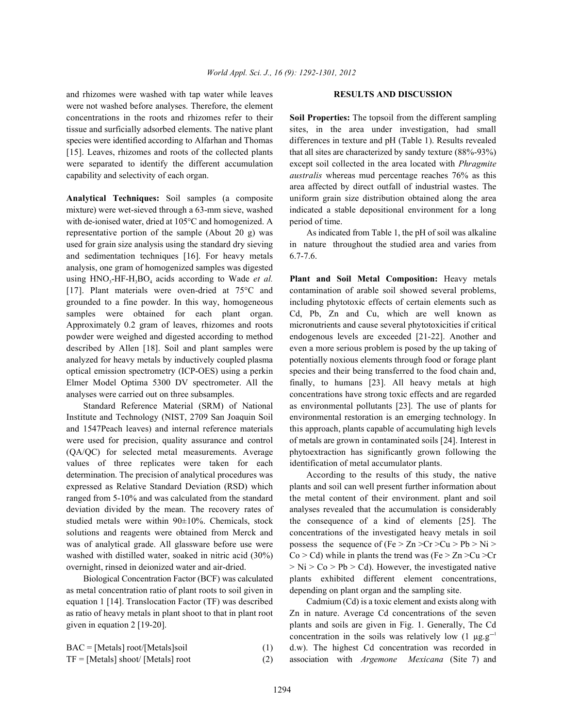and rhizomes were washed with tap water while leaves were not washed before analyses. Therefore, the element concentrations in the roots and rhizomes refer to their tissue and surficially adsorbed elements. The native plant species were identified according to Alfarhan and Thomas [15]. Leaves, rhizomes and roots of the collected plants were separated to identify the different accumulation capability and selectivity of each organ.

**Analytical Techniques:** Soil samples (a composite mixture) were wet-sieved through a 63-mm sieve, washed with de-ionised water, dried at 105°C and homogenized. A representative portion of the sample (About 20 g) was used for grain size analysis using the standard dry sieving and sedimentation techniques [16]. For heavy metals analysis, one gram of homogenized samples was digested using $HNO_3$-HF-$H_3BO_4$ acids according to Wade *et al.* [17]. Plant materials were oven-dried at 75°C and grounded to a fine powder. In this way, homogeneous samples were obtained for each plant organ. Approximately 0.2 gram of leaves, rhizomes and roots powder were weighed and digested according to method described by Allen [18]. Soil and plant samples were analyzed for heavy metals by inductively coupled plasma optical emission spectrometry (ICP-OES) using a perkin Elmer Model Optima 5300 DV spectrometer. All the analyses were carried out on three subsamples.

Standard Reference Material (SRM) of National Institute and Technology (NIST, 2709 San Joaquin Soil and 1547Peach leaves) and internal reference materials were used for precision, quality assurance and control (QA/QC) for selected metal measurements. Average values of three replicates were taken for each determination. The precision of analytical procedures was expressed as Relative Standard Deviation (RSD) which ranged from 5-10% and was calculated from the standard deviation divided by the mean. The recovery rates of studied metals were within 90±10%. Chemicals, stock solutions and reagents were obtained from Merck and was of analytical grade. All glassware before use were washed with distilled water, soaked in nitric acid (30%) overnight, rinsed in deionized water and air-dried.

Biological Concentration Factor (BCF) was calculated as metal concentration ratio of plant roots to soil given in equation 1 [14]. Translocation Factor (TF) was described as ratio of heavy metals in plant shoot to that in plant root given in equation 2 [19-20].

$$BAC = [Metals]\ root/[Metals]soil \quad (1)$$

$$TF = [Metals]\ shoot/\ [Metals]\ root \quad (2)$$

## RESULTS AND DISCUSSION

**Soil Properties:** The topsoil from the different sampling sites, in the area under investigation, had small differences in texture and pH (Table 1). Results revealed that all sites are characterized by sandy texture (88%-93%) except soil collected in the area located with *Phragmite australis* whereas mud percentage reaches 76% as this area affected by direct outfall of industrial wastes. The uniform grain size distribution obtained along the area indicated a stable depositional environment for a long period of time.

As indicated from Table 1, the pH of soil was alkaline in nature throughout the studied area and varies from 6.7-7.6.

**Plant and Soil Metal Composition:** Heavy metals contamination of arable soil showed several problems, including phytotoxic effects of certain elements such as Cd, Pb, Zn and Cu, which are well known as micronutrients and cause several phytotoxicities if critical endogenous levels are exceeded [21-22]. Another and even a more serious problem is posed by the up taking of potentially noxious elements through food or forage plant species and their being transferred to the food chain and, finally, to humans [23]. All heavy metals at high concentrations have strong toxic effects and are regarded as environmental pollutants [23]. The use of plants for environmental restoration is an emerging technology. In this approach, plants capable of accumulating high levels of metals are grown in contaminated soils [24]. Interest in phytoextraction has significantly grown following the identification of metal accumulator plants.

According to the results of this study, the native plants and soil can well present further information about the metal content of their environment. plant and soil analyses revealed that the accumulation is considerably the consequence of a kind of elements [25]. The concentrations of the investigated heavy metals in soil possess the sequence of (Fe > Zn >Cr >Cu > Pb > Ni > Co > Cd) while in plants the trend was (Fe > Zn >Cu >Cr > Ni > Co > Pb > Cd). However, the investigated native plants exhibited different element concentrations, depending on plant organ and the sampling site.

Cadmium (Cd) is a toxic element and exists along with Zn in nature. Average Cd concentrations of the seven plants and soils are given in Fig. 1. Generally, The Cd concentration in the soils was relatively low (1 $\mu g.g^{-1}$ d.w). The highest Cd concentration was recorded in association with *Argemone Mexicana* (Site 7) and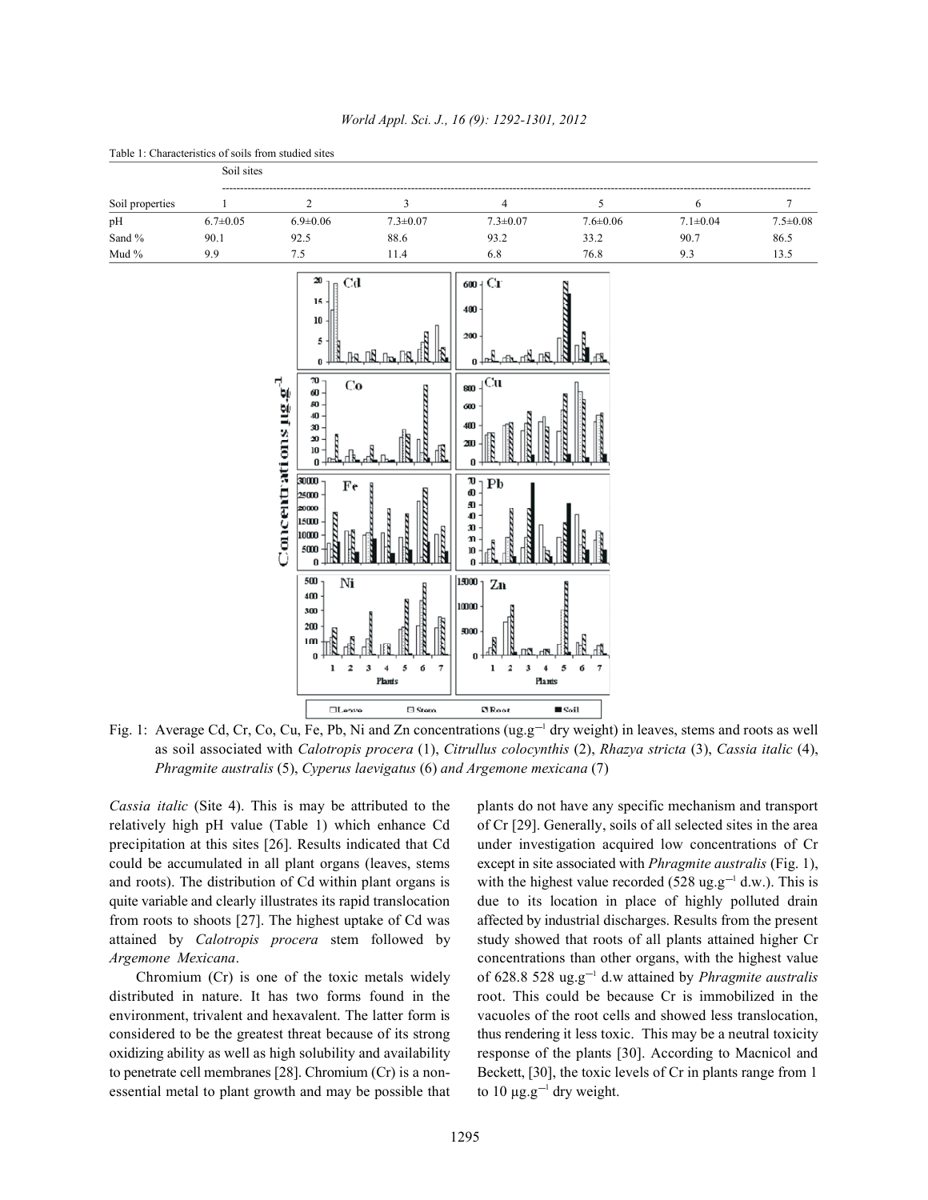Table 1: Characteristics of soils from studied sites

| | Soil sites | | | | | | |
|---|---|---|---|---|---|---|---|
| Soil properties | 1 | 2 | 3 | 4 | 5 | 6 | 7 |
| pH | 6.7±0.05 | 6.9±0.06 | 7.3±0.07 | 7.3±0.07 | 7.6±0.06 | 7.1±0.04 | 7.5±0.08 |
| Sand % | 90.1 | 92.5 | 88.6 | 93.2 | 33.2 | 90.7 | 86.5 |
| Mud % | 9.9 | 7.5 | 11.4 | 6.8 | 76.8 | 9.3 | 13.5 |

Fig. 1: Average Cd, Cr, Co, Cu, Fe, Pb, Ni and Zn concentrations (ug.g$^{-1}$ dry weight) in leaves, stems and roots as well as soil associated with *Calotropis procera* (1), *Citrullus colocynthis* (2), *Rhazya stricta* (3), *Cassia italic* (4), *Phragmite australis* (5), *Cyperus laevigatus* (6) *and Argemone mexicana* (7)

*Cassia italic* (Site 4). This is may be attributed to the relatively high pH value (Table 1) which enhance Cd precipitation at this sites [26]. Results indicated that Cd could be accumulated in all plant organs (leaves, stems and roots). The distribution of Cd within plant organs is quite variable and clearly illustrates its rapid translocation from roots to shoots [27]. The highest uptake of Cd was attained by *Calotropis procera* stem followed by *Argemone Mexicana*.

Chromium (Cr) is one of the toxic metals widely distributed in nature. It has two forms found in the environment, trivalent and hexavalent. The latter form is considered to be the greatest threat because of its strong oxidizing ability as well as high solubility and availability to penetrate cell membranes [28]. Chromium (Cr) is a non-essential metal to plant growth and may be possible that plants do not have any specific mechanism and transport of Cr [29]. Generally, soils of all selected sites in the area under investigation acquired low concentrations of Cr except in site associated with *Phragmite australis* (Fig. 1), with the highest value recorded (528 ug.g$^{-1}$ d.w.). This is due to its location in place of highly polluted drain affected by industrial discharges. Results from the present study showed that roots of all plants attained higher Cr concentrations than other organs, with the highest value of 628.8 528 ug.g$^{-1}$ d.w attained by *Phragmite australis* root. This could be because Cr is immobilized in the vacuoles of the root cells and showed less translocation, thus rendering it less toxic. This may be a neutral toxicity response of the plants [30]. According to Macnicol and Beckett, [30], the toxic levels of Cr in plants range from 1 to 10 μg.g$^{-1}$ dry weight.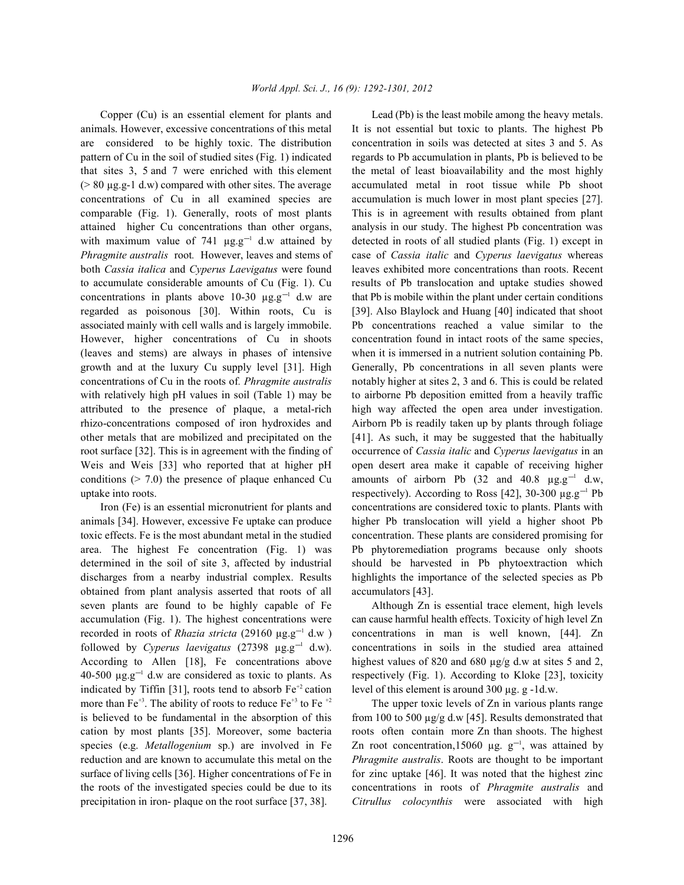Copper (Cu) is an essential element for plants and animals. However, excessive concentrations of this metal are considered to be highly toxic. The distribution pattern of Cu in the soil of studied sites (Fig. 1) indicated that sites 3, 5 and 7 were enriched with this element (> 80 μg.g-1 d.w) compared with other sites. The average concentrations of Cu in all examined species are comparable (Fig. 1). Generally, roots of most plants attained higher Cu concentrations than other organs, with maximum value of 741 $\mu g.g^{-1}$ d.w attained by *Phragmite australis* root. However, leaves and stems of both *Cassia italica* and *Cyperus Laevigatus* were found to accumulate considerable amounts of Cu (Fig. 1). Cu concentrations in plants above 10-30 $\mu g.g^{-1}$ d.w are regarded as poisonous [30]. Within roots, Cu is associated mainly with cell walls and is largely immobile. However, higher concentrations of Cu in shoots (leaves and stems) are always in phases of intensive growth and at the luxury Cu supply level [31]. High concentrations of Cu in the roots of *Phragmite australis* with relatively high pH values in soil (Table 1) may be attributed to the presence of plaque, a metal-rich rhizo-concentrations composed of iron hydroxides and other metals that are mobilized and precipitated on the root surface [32]. This is in agreement with the finding of Weis and Weis [33] who reported that at higher pH conditions (> 7.0) the presence of plaque enhanced Cu uptake into roots.

Iron (Fe) is an essential micronutrient for plants and animals [34]. However, excessive Fe uptake can produce toxic effects. Fe is the most abundant metal in the studied area. The highest Fe concentration (Fig. 1) was determined in the soil of site 3, affected by industrial discharges from a nearby industrial complex. Results obtained from plant analysis asserted that roots of all seven plants are found to be highly capable of Fe accumulation (Fig. 1). The highest concentrations were recorded in roots of *Rhazia stricta* (29160 $\mu g.g^{-1}$ d.w ) followed by *Cyperus laevigatus* (27398 $\mu g.g^{-1}$ d.w). According to Allen [18], Fe concentrations above 40-500 $\mu g.g^{-1}$ d.w are considered as toxic to plants. As indicated by Tiffin [31], roots tend to absorb $Fe^{+2}$ cation more than $Fe^{+3}$. The ability of roots to reduce $Fe^{+3}$ to $Fe^{+2}$ is believed to be fundamental in the absorption of this cation by most plants [35]. Moreover, some bacteria species (e.g. *Metallogenium* sp.) are involved in Fe reduction and are known to accumulate this metal on the surface of living cells [36]. Higher concentrations of Fe in the roots of the investigated species could be due to its precipitation in iron- plaque on the root surface [37, 38].

Lead (Pb) is the least mobile among the heavy metals. It is not essential but toxic to plants. The highest Pb concentration in soils was detected at sites 3 and 5. As regards to Pb accumulation in plants, Pb is believed to be the metal of least bioavailability and the most highly accumulated metal in root tissue while Pb shoot accumulation is much lower in most plant species [27]. This is in agreement with results obtained from plant analysis in our study. The highest Pb concentration was detected in roots of all studied plants (Fig. 1) except in case of *Cassia italic* and *Cyperus laevigatus* whereas leaves exhibited more concentrations than roots. Recent results of Pb translocation and uptake studies showed that Pb is mobile within the plant under certain conditions [39]. Also Blaylock and Huang [40] indicated that shoot Pb concentrations reached a value similar to the concentration found in intact roots of the same species, when it is immersed in a nutrient solution containing Pb. Generally, Pb concentrations in all seven plants were notably higher at sites 2, 3 and 6. This is could be related to airborne Pb deposition emitted from a heavily traffic high way affected the open area under investigation. Airborn Pb is readily taken up by plants through foliage [41]. As such, it may be suggested that the habitually occurrence of *Cassia italic* and *Cyperus laevigatus* in an open desert area make it capable of receiving higher amounts of airborn Pb (32 and 40.8 $\mu g.g^{-1}$ d.w, respectively). According to Ross [42], 30-300 $\mu g.g^{-1}$ Pb concentrations are considered toxic to plants. Plants with higher Pb translocation will yield a higher shoot Pb concentration. These plants are considered promising for Pb phytoremediation programs because only shoots should be harvested in Pb phytoextraction which highlights the importance of the selected species as Pb accumulators [43].

Although Zn is essential trace element, high levels can cause harmful health effects. Toxicity of high level Zn concentrations in man is well known, [44]. Zn concentrations in soils in the studied area attained highest values of 820 and 680 μg/g d.w at sites 5 and 2, respectively (Fig. 1). According to Kloke [23], toxicity level of this element is around 300 μg. g -1d.w.

The upper toxic levels of Zn in various plants range from 100 to 500 μg/g d.w [45]. Results demonstrated that roots often contain more Zn than shoots. The highest Zn root concentration,15060 $\mu g.\ g^{-1}$, was attained by *Phragmite australis*. Roots are thought to be important for zinc uptake [46]. It was noted that the highest zinc concentrations in roots of *Phragmite australis* and *Citrullus colocynthis* were associated with high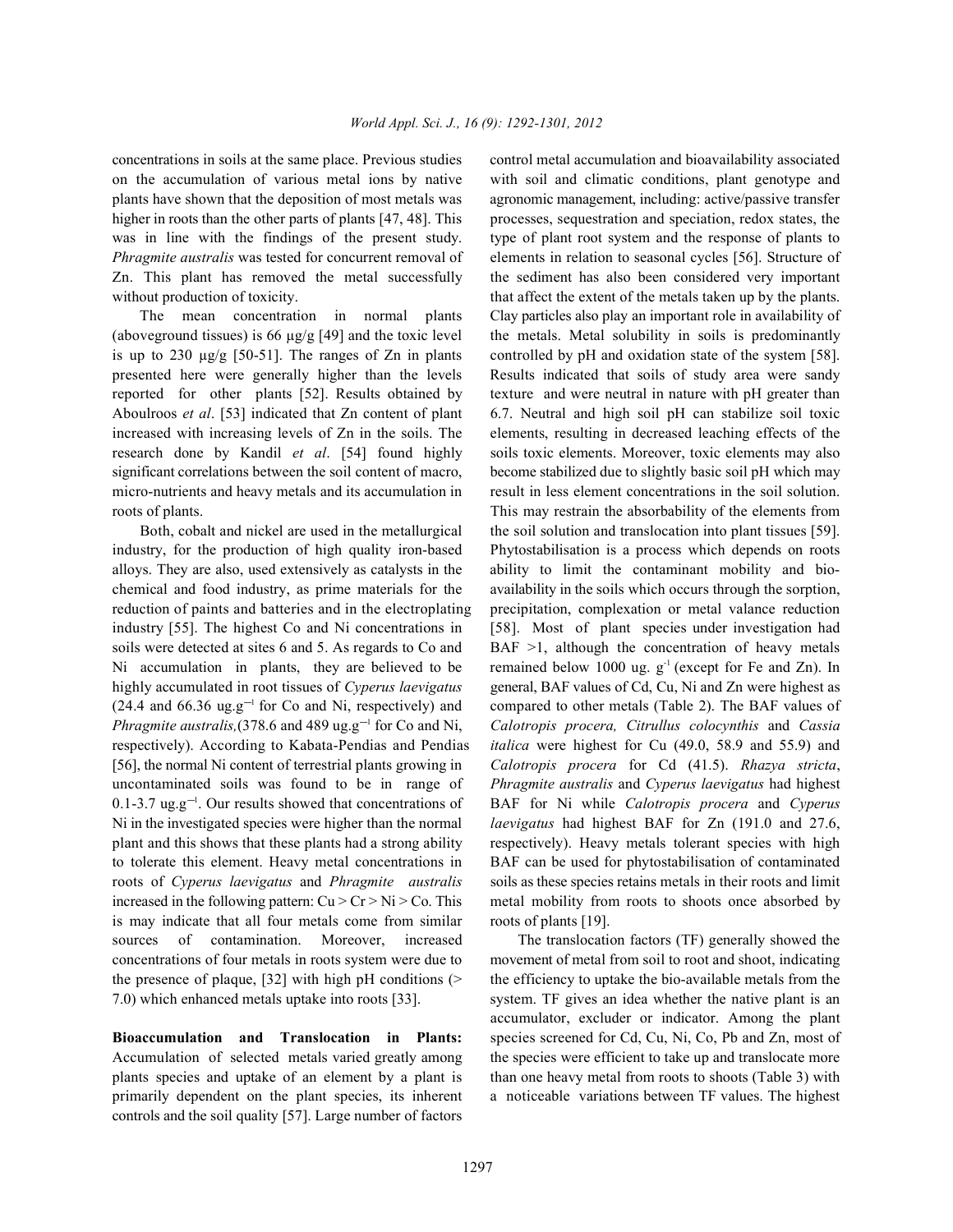concentrations in soils at the same place. Previous studies on the accumulation of various metal ions by native plants have shown that the deposition of most metals was higher in roots than the other parts of plants [47, 48]. This was in line with the findings of the present study. *Phragmite australis* was tested for concurrent removal of Zn. This plant has removed the metal successfully without production of toxicity.

The mean concentration in normal plants (aboveground tissues) is 66 µg/g [49] and the toxic level is up to 230 µg/g [50-51]. The ranges of Zn in plants presented here were generally higher than the levels reported for other plants [52]. Results obtained by Aboulroos *et al*. [53] indicated that Zn content of plant increased with increasing levels of Zn in the soils. The research done by Kandil *et al*. [54] found highly significant correlations between the soil content of macro, micro-nutrients and heavy metals and its accumulation in roots of plants.

Both, cobalt and nickel are used in the metallurgical industry, for the production of high quality iron-based alloys. They are also, used extensively as catalysts in the chemical and food industry, as prime materials for the reduction of paints and batteries and in the electroplating industry [55]. The highest Co and Ni concentrations in soils were detected at sites 6 and 5. As regards to Co and Ni accumulation in plants, they are believed to be highly accumulated in root tissues of *Cyperus laevigatus* (24.4 and 66.36 $ug.g^{-1}$ for Co and Ni, respectively) and *Phragmite australis,*(378.6 and 489 $ug.g^{-1}$ for Co and Ni, respectively). According to Kabata-Pendias and Pendias [56], the normal Ni content of terrestrial plants growing in uncontaminated soils was found to be in range of 0.1-3.7 $ug.g^{-1}$. Our results showed that concentrations of Ni in the investigated species were higher than the normal plant and this shows that these plants had a strong ability to tolerate this element. Heavy metal concentrations in roots of *Cyperus laevigatus* and *Phragmite australis* increased in the following pattern: Cu > Cr > Ni > Co. This is may indicate that all four metals come from similar sources of contamination. Moreover, increased concentrations of four metals in roots system were due to the presence of plaque, [32] with high pH conditions (> 7.0) which enhanced metals uptake into roots [33].

**Bioaccumulation and Translocation in Plants:** Accumulation of selected metals varied greatly among plants species and uptake of an element by a plant is primarily dependent on the plant species, its inherent controls and the soil quality [57]. Large number of factors control metal accumulation and bioavailability associated with soil and climatic conditions, plant genotype and agronomic management, including: active/passive transfer processes, sequestration and speciation, redox states, the type of plant root system and the response of plants to elements in relation to seasonal cycles [56]. Structure of the sediment has also been considered very important that affect the extent of the metals taken up by the plants. Clay particles also play an important role in availability of the metals. Metal solubility in soils is predominantly controlled by pH and oxidation state of the system [58]. Results indicated that soils of study area were sandy texture and were neutral in nature with pH greater than 6.7. Neutral and high soil pH can stabilize soil toxic elements, resulting in decreased leaching effects of the soils toxic elements. Moreover, toxic elements may also become stabilized due to slightly basic soil pH which may result in less element concentrations in the soil solution. This may restrain the absorbability of the elements from the soil solution and translocation into plant tissues [59]. Phytostabilisation is a process which depends on roots ability to limit the contaminant mobility and bio-availability in the soils which occurs through the sorption, precipitation, complexation or metal valance reduction [58]. Most of plant species under investigation had BAF >1, although the concentration of heavy metals remained below 1000 ug. $g^{-1}$ (except for Fe and Zn). In general, BAF values of Cd, Cu, Ni and Zn were highest as compared to other metals (Table 2). The BAF values of *Calotropis procera, Citrullus colocynthis* and *Cassia italica* were highest for Cu (49.0, 58.9 and 55.9) and *Calotropis procera* for Cd (41.5). *Rhazya stricta*, *Phragmite australis* and *Cyperus laevigatus* had highest BAF for Ni while *Calotropis procera* and *Cyperus laevigatus* had highest BAF for Zn (191.0 and 27.6, respectively). Heavy metals tolerant species with high BAF can be used for phytostabilisation of contaminated soils as these species retains metals in their roots and limit metal mobility from roots to shoots once absorbed by roots of plants [19].

The translocation factors (TF) generally showed the movement of metal from soil to root and shoot, indicating the efficiency to uptake the bio-available metals from the system. TF gives an idea whether the native plant is an accumulator, excluder or indicator. Among the plant species screened for Cd, Cu, Ni, Co, Pb and Zn, most of the species were efficient to take up and translocate more than one heavy metal from roots to shoots (Table 3) with a noticeable variations between TF values. The highest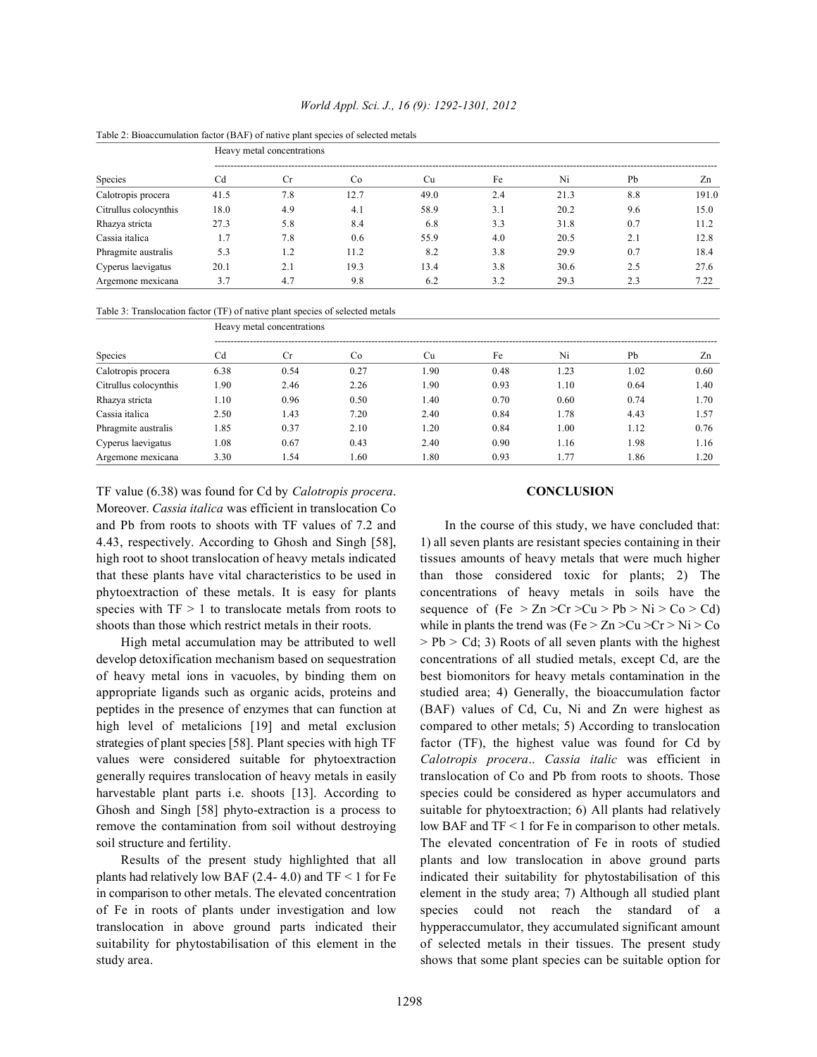Table 2: Bioaccumulation factor (BAF) of native plant species of selected metals

| | Heavy metal concentrations | | | | | | | |
|---|---|---|---|---|---|---|---|---|
| Species | Cd | Cr | Co | Cu | Fe | Ni | Pb | Zn |
| Calotropis procera | 41.5 | 7.8 | 12.7 | 49.0 | 2.4 | 21.3 | 8.8 | 191.0 |
| Citrullus colocynthis | 18.0 | 4.9 | 4.1 | 58.9 | 3.1 | 20.2 | 9.6 | 15.0 |
| Rhazya stricta | 27.3 | 5.8 | 8.4 | 6.8 | 3.3 | 31.8 | 0.7 | 11.2 |
| Cassia italica | 1.7 | 7.8 | 0.6 | 55.9 | 4.0 | 20.5 | 2.1 | 12.8 |
| Phragmite australis | 5.3 | 1.2 | 11.2 | 8.2 | 3.8 | 29.9 | 0.7 | 18.4 |
| Cyperus laevigatus | 20.1 | 2.1 | 19.3 | 13.4 | 3.8 | 30.6 | 2.5 | 27.6 |
| Argemone mexicana | 3.7 | 4.7 | 9.8 | 6.2 | 3.2 | 29.3 | 2.3 | 7.22 |

Table 3: Translocation factor (TF) of native plant species of selected metals

| | Heavy metal concentrations | | | | | | | |
|---|---|---|---|---|---|---|---|---|
| Species | Cd | Cr | Co | Cu | Fe | Ni | Pb | Zn |
| Calotropis procera | 6.38 | 0.54 | 0.27 | 1.90 | 0.48 | 1.23 | 1.02 | 0.60 |
| Citrullus colocynthis | 1.90 | 2.46 | 2.26 | 1.90 | 0.93 | 1.10 | 0.64 | 1.40 |
| Rhazya stricta | 1.10 | 0.96 | 0.50 | 1.40 | 0.70 | 0.60 | 0.74 | 1.70 |
| Cassia italica | 2.50 | 1.43 | 7.20 | 2.40 | 0.84 | 1.78 | 4.43 | 1.57 |
| Phragmite australis | 1.85 | 0.37 | 2.10 | 1.20 | 0.84 | 1.00 | 1.12 | 0.76 |
| Cyperus laevigatus | 1.08 | 0.67 | 0.43 | 2.40 | 0.90 | 1.16 | 1.98 | 1.16 |
| Argemone mexicana | 3.30 | 1.54 | 1.60 | 1.80 | 0.93 | 1.77 | 1.86 | 1.20 |

TF value (6.38) was found for Cd by *Calotropis procera*. Moreover. *Cassia italica* was efficient in translocation Co and Pb from roots to shoots with TF values of 7.2 and 4.43, respectively. According to Ghosh and Singh [58], high root to shoot translocation of heavy metals indicated that these plants have vital characteristics to be used in phytoextraction of these metals. It is easy for plants species with TF > 1 to translocate metals from roots to shoots than those which restrict metals in their roots.

High metal accumulation may be attributed to well develop detoxification mechanism based on sequestration of heavy metal ions in vacuoles, by binding them on appropriate ligands such as organic acids, proteins and peptides in the presence of enzymes that can function at high level of metalicions [19] and metal exclusion strategies of plant species [58]. Plant species with high TF values were considered suitable for phytoextraction generally requires translocation of heavy metals in easily harvestable plant parts i.e. shoots [13]. According to Ghosh and Singh [58] phyto-extraction is a process to remove the contamination from soil without destroying soil structure and fertility.

Results of the present study highlighted that all plants had relatively low BAF (2.4- 4.0) and TF < 1 for Fe in comparison to other metals. The elevated concentration of Fe in roots of plants under investigation and low translocation in above ground parts indicated their suitability for phytostabilisation of this element in the study area.

## CONCLUSION

In the course of this study, we have concluded that: 1) all seven plants are resistant species containing in their tissues amounts of heavy metals that were much higher than those considered toxic for plants; 2) The concentrations of heavy metals in soils have the sequence of (Fe > Zn >Cr >Cu > Pb > Ni > Co > Cd) while in plants the trend was (Fe > Zn >Cu >Cr > Ni > Co > Pb > Cd; 3) Roots of all seven plants with the highest concentrations of all studied metals, except Cd, are the best biomonitors for heavy metals contamination in the studied area; 4) Generally, the bioaccumulation factor (BAF) values of Cd, Cu, Ni and Zn were highest as compared to other metals; 5) According to translocation factor (TF), the highest value was found for Cd by *Calotropis procera*.. *Cassia italic* was efficient in translocation of Co and Pb from roots to shoots. Those species could be considered as hyper accumulators and suitable for phytoextraction; 6) All plants had relatively low BAF and TF < 1 for Fe in comparison to other metals. The elevated concentration of Fe in roots of studied plants and low translocation in above ground parts indicated their suitability for phytostabilisation of this element in the study area; 7) Although all studied plant species could not reach the standard of a hypperaccumulator, they accumulated significant amount of selected metals in their tissues. The present study shows that some plant species can be suitable option for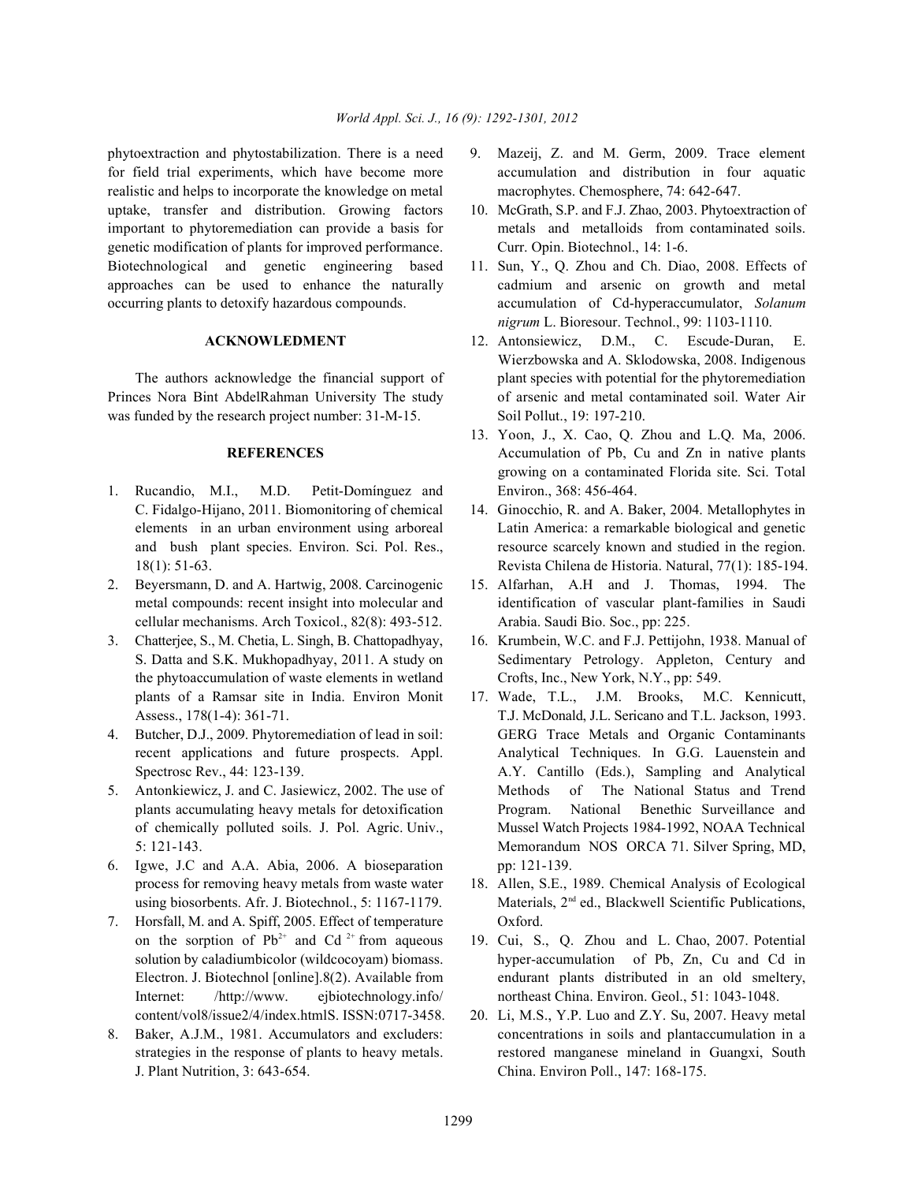phytoextraction and phytostabilization. There is a need for field trial experiments, which have become more realistic and helps to incorporate the knowledge on metal uptake, transfer and distribution. Growing factors important to phytoremediation can provide a basis for genetic modification of plants for improved performance. Biotechnological and genetic engineering based approaches can be used to enhance the naturally occurring plants to detoxify hazardous compounds.

## ACKNOWLEDGMENT

The authors acknowledge the financial support of Princes Nora Bint AbdelRahman University The study was funded by the research project number: 31-M-15.

## REFERENCES

1. Rucandio, M.I., M.D. Petit-Domínguez and C. Fidalgo-Hijano, 2011. Biomonitoring of chemical elements in an urban environment using arboreal and bush plant species. Environ. Sci. Pol. Res., 18(1): 51-63.
2. Beyersmann, D. and A. Hartwig, 2008. Carcinogenic metal compounds: recent insight into molecular and cellular mechanisms. Arch Toxicol., 82(8): 493-512.
3. Chatterjee, S., M. Chetia, L. Singh, B. Chattopadhyay, S. Datta and S.K. Mukhopadhyay, 2011. A study on the phytoaccumulation of waste elements in wetland plants of a Ramsar site in India. Environ Monit Assess., 178(1-4): 361-71.
4. Butcher, D.J., 2009. Phytoremediation of lead in soil: recent applications and future prospects. Appl. Spectrosc Rev., 44: 123-139.
5. Antonkiewicz, J. and C. Jasiewicz, 2002. The use of plants accumulating heavy metals for detoxification of chemically polluted soils. J. Pol. Agric. Univ., 5: 121-143.
6. Igwe, J.C and A.A. Abia, 2006. A bioseparation process for removing heavy metals from waste water using biosorbents. Afr. J. Biotechnol., 5: 1167-1179.
7. Horsfall, M. and A. Spiff, 2005. Effect of temperature on the sorption of $Pb^{2+}$ and $Cd^{2+}$ from aqueous solution by caladiumbicolor (wildcocoyam) biomass. Electron. J. Biotechnol [online].8(2). Available from Internet: /http://www. ejbiotechnology.info/ content/vol8/issue2/4/index.htmlS. ISSN:0717-3458.
8. Baker, A.J.M., 1981. Accumulators and excluders: strategies in the response of plants to heavy metals. J. Plant Nutrition, 3: 643-654.
9. Mazeij, Z. and M. Germ, 2009. Trace element accumulation and distribution in four aquatic macrophytes. Chemosphere, 74: 642-647.
10. McGrath, S.P. and F.J. Zhao, 2003. Phytoextraction of metals and metalloids from contaminated soils. Curr. Opin. Biotechnol., 14: 1-6.
11. Sun, Y., Q. Zhou and Ch. Diao, 2008. Effects of cadmium and arsenic on growth and metal accumulation of Cd-hyperaccumulator, *Solanum nigrum* L. Bioresour. Technol., 99: 1103-1110.
12. Antonsiewicz, D.M., C. Escude-Duran, E. Wierzbowska and A. Sklodowska, 2008. Indigenous plant species with potential for the phytoremediation of arsenic and metal contaminated soil. Water Air Soil Pollut., 19: 197-210.
13. Yoon, J., X. Cao, Q. Zhou and L.Q. Ma, 2006. Accumulation of Pb, Cu and Zn in native plants growing on a contaminated Florida site. Sci. Total Environ., 368: 456-464.
14. Ginocchio, R. and A. Baker, 2004. Metallophytes in Latin America: a remarkable biological and genetic resource scarcely known and studied in the region. Revista Chilena de Historia. Natural, 77(1): 185-194.
15. Alfarhan, A.H and J. Thomas, 1994. The identification of vascular plant-families in Saudi Arabia. Saudi Bio. Soc., pp: 225.
16. Krumbein, W.C. and F.J. Pettijohn, 1938. Manual of Sedimentary Petrology. Appleton, Century and Crofts, Inc., New York, N.Y., pp: 549.
17. Wade, T.L., J.M. Brooks, M.C. Kennicutt, T.J. McDonald, J.L. Sericano and T.L. Jackson, 1993. GERG Trace Metals and Organic Contaminants Analytical Techniques. In G.G. Lauenstein and A.Y. Cantillo (Eds.), Sampling and Analytical Methods of The National Status and Trend Program. National Benethic Surveillance and Mussel Watch Projects 1984-1992, NOAA Technical Memorandum NOS ORCA 71. Silver Spring, MD, pp: 121-139.
18. Allen, S.E., 1989. Chemical Analysis of Ecological Materials, 2nd ed., Blackwell Scientific Publications, Oxford.
19. Cui, S., Q. Zhou and L. Chao, 2007. Potential hyper-accumulation of Pb, Zn, Cu and Cd in endurant plants distributed in an old smeltery, northeast China. Environ. Geol., 51: 1043-1048.
20. Li, M.S., Y.P. Luo and Z.Y. Su, 2007. Heavy metal concentrations in soils and plantaccumulation in a restored manganese mineland in Guangxi, South China. Environ Poll., 147: 168-175.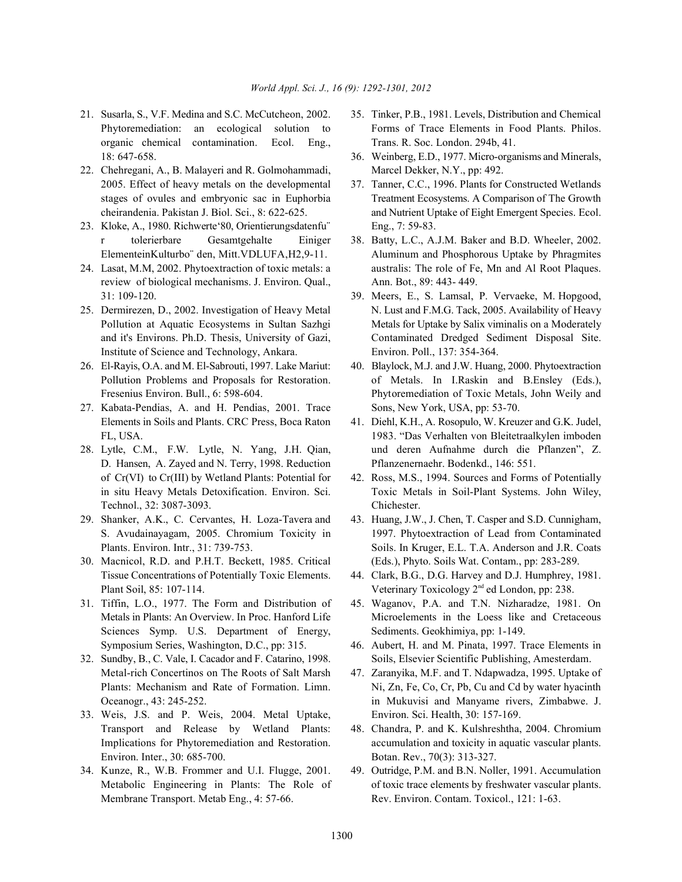21. Susarla, S., V.F. Medina and S.C. McCutcheon, 2002. Phytoremediation: an ecological solution to organic chemical contamination. Ecol. Eng., 18: 647-658.
22. Chehregani, A., B. Malayeri and R. Golmohammadi, 2005. Effect of heavy metals on the developmental stages of ovules and embryonic sac in Euphorbia cheirandenia. Pakistan J. Biol. Sci., 8: 622-625.
23. Kloke, A., 1980. Richwerte'80, Orientierungsdatenfu¨ r tolerierbare Gesamtgehalte Einiger ElementeinKulturbo¨ den, Mitt.VDLUFA,H2,9-11.
24. Lasat, M.M, 2002. Phytoextraction of toxic metals: a review of biological mechanisms. J. Environ. Qual., 31: 109-120.
25. Dermirezen, D., 2002. Investigation of Heavy Metal Pollution at Aquatic Ecosystems in Sultan Sazhgi and it's Environs. Ph.D. Thesis, University of Gazi, Institute of Science and Technology, Ankara.
26. El-Rayis, O.A. and M. El-Sabrouti, 1997. Lake Mariut: Pollution Problems and Proposals for Restoration. Fresenius Environ. Bull., 6: 598-604.
27. Kabata-Pendias, A. and H. Pendias, 2001. Trace Elements in Soils and Plants. CRC Press, Boca Raton FL, USA.
28. Lytle, C.M., F.W. Lytle, N. Yang, J.H. Qian, D. Hansen, A. Zayed and N. Terry, 1998. Reduction of Cr(VI) to Cr(III) by Wetland Plants: Potential for in situ Heavy Metals Detoxification. Environ. Sci. Technol., 32: 3087-3093.
29. Shanker, A.K., C. Cervantes, H. Loza-Tavera and S. Avudainayagam, 2005. Chromium Toxicity in Plants. Environ. Intr., 31: 739-753.
30. Macnicol, R.D. and P.H.T. Beckett, 1985. Critical Tissue Concentrations of Potentially Toxic Elements. Plant Soil, 85: 107-114.
31. Tiffin, L.O., 1977. The Form and Distribution of Metals in Plants: An Overview. In Proc. Hanford Life Sciences Symp. U.S. Department of Energy, Symposium Series, Washington, D.C., pp: 315.
32. Sundby, B., C. Vale, I. Cacador and F. Catarino, 1998. Metal-rich Concertinos on The Roots of Salt Marsh Plants: Mechanism and Rate of Formation. Limn. Oceanogr., 43: 245-252.
33. Weis, J.S. and P. Weis, 2004. Metal Uptake, Transport and Release by Wetland Plants: Implications for Phytoremediation and Restoration. Environ. Inter., 30: 685-700.
34. Kunze, R., W.B. Frommer and U.I. Flugge, 2001. Metabolic Engineering in Plants: The Role of Membrane Transport. Metab Eng., 4: 57-66.
35. Tinker, P.B., 1981. Levels, Distribution and Chemical Forms of Trace Elements in Food Plants. Philos. Trans. R. Soc. London. 294b, 41.
36. Weinberg, E.D., 1977. Micro-organisms and Minerals, Marcel Dekker, N.Y., pp: 492.
37. Tanner, C.C., 1996. Plants for Constructed Wetlands Treatment Ecosystems. A Comparison of The Growth and Nutrient Uptake of Eight Emergent Species. Ecol. Eng., 7: 59-83.
38. Batty, L.C., A.J.M. Baker and B.D. Wheeler, 2002. Aluminum and Phosphorous Uptake by Phragmites australis: The role of Fe, Mn and Al Root Plaques. Ann. Bot., 89: 443- 449.
39. Meers, E., S. Lamsal, P. Vervaeke, M. Hopgood, N. Lust and F.M.G. Tack, 2005. Availability of Heavy Metals for Uptake by Salix viminalis on a Moderately Contaminated Dredged Sediment Disposal Site. Environ. Poll., 137: 354-364.
40. Blaylock, M.J. and J.W. Huang, 2000. Phytoextraction of Metals. In I.Raskin and B.Ensley (Eds.), Phytoremediation of Toxic Metals, John Weily and Sons, New York, USA, pp: 53-70.
41. Diehl, K.H., A. Rosopulo, W. Kreuzer and G.K. Judel, 1983. "Das Verhalten von Bleitetraalkylen imboden und deren Aufnahme durch die Pflanzen", Z. Pflanzenernaehr. Bodenkd., 146: 551.
42. Ross, M.S., 1994. Sources and Forms of Potentially Toxic Metals in Soil-Plant Systems. John Wiley, Chichester.
43. Huang, J.W., J. Chen, T. Casper and S.D. Cunnigham, 1997. Phytoextraction of Lead from Contaminated Soils. In Kruger, E.L. T.A. Anderson and J.R. Coats (Eds.), Phyto. Soils Wat. Contam., pp: 283-289.
44. Clark, B.G., D.G. Harvey and D.J. Humphrey, 1981. Veterinary Toxicology 2nd ed London, pp: 238.
45. Waganov, P.A. and T.N. Nizharadze, 1981. On Microelements in the Loess like and Cretaceous Sediments. Geokhimiya, pp: 1-149.
46. Aubert, H. and M. Pinata, 1997. Trace Elements in Soils, Elsevier Scientific Publishing, Amesterdam.
47. Zaranyika, M.F. and T. Ndapwadza, 1995. Uptake of Ni, Zn, Fe, Co, Cr, Pb, Cu and Cd by water hyacinth in Mukuvisi and Manyame rivers, Zimbabwe. J. Environ. Sci. Health, 30: 157-169.
48. Chandra, P. and K. Kulshreshtha, 2004. Chromium accumulation and toxicity in aquatic vascular plants. Botan. Rev., 70(3): 313-327.
49. Outridge, P.M. and B.N. Noller, 1991. Accumulation of toxic trace elements by freshwater vascular plants. Rev. Environ. Contam. Toxicol., 121: 1-63.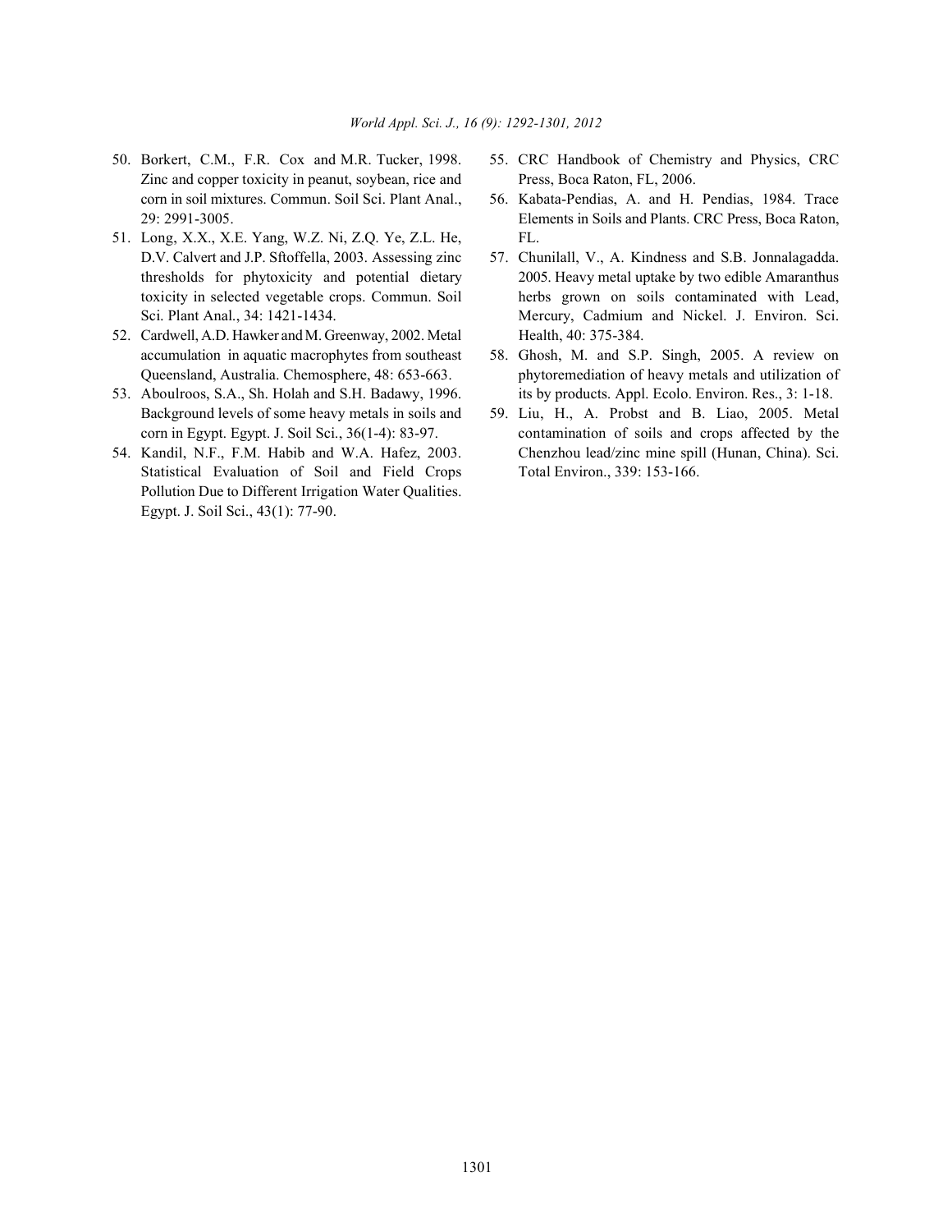50. Borkert, C.M., F.R. Cox and M.R. Tucker, 1998. Zinc and copper toxicity in peanut, soybean, rice and corn in soil mixtures. Commun. Soil Sci. Plant Anal., 29: 2991-3005.
51. Long, X.X., X.E. Yang, W.Z. Ni, Z.Q. Ye, Z.L. He, D.V. Calvert and J.P. Sftoffella, 2003. Assessing zinc thresholds for phytoxicity and potential dietary toxicity in selected vegetable crops. Commun. Soil Sci. Plant Anal., 34: 1421-1434.
52. Cardwell, A.D. Hawker and M. Greenway, 2002. Metal accumulation in aquatic macrophytes from southeast Queensland, Australia. Chemosphere, 48: 653-663.
53. Aboulroos, S.A., Sh. Holah and S.H. Badawy, 1996. Background levels of some heavy metals in soils and corn in Egypt. Egypt. J. Soil Sci., 36(1-4): 83-97.
54. Kandil, N.F., F.M. Habib and W.A. Hafez, 2003. Statistical Evaluation of Soil and Field Crops Pollution Due to Different Irrigation Water Qualities. Egypt. J. Soil Sci., 43(1): 77-90.
55. CRC Handbook of Chemistry and Physics, CRC Press, Boca Raton, FL, 2006.
56. Kabata-Pendias, A. and H. Pendias, 1984. Trace Elements in Soils and Plants. CRC Press, Boca Raton, FL.
57. Chunilall, V., A. Kindness and S.B. Jonnalagadda. 2005. Heavy metal uptake by two edible Amaranthus herbs grown on soils contaminated with Lead, Mercury, Cadmium and Nickel. J. Environ. Sci. Health, 40: 375-384.
58. Ghosh, M. and S.P. Singh, 2005. A review on phytoremediation of heavy metals and utilization of its by products. Appl. Ecolo. Environ. Res., 3: 1-18.
59. Liu, H., A. Probst and B. Liao, 2005. Metal contamination of soils and crops affected by the Chenzhou lead/zinc mine spill (Hunan, China). Sci. Total Environ., 339: 153-166.